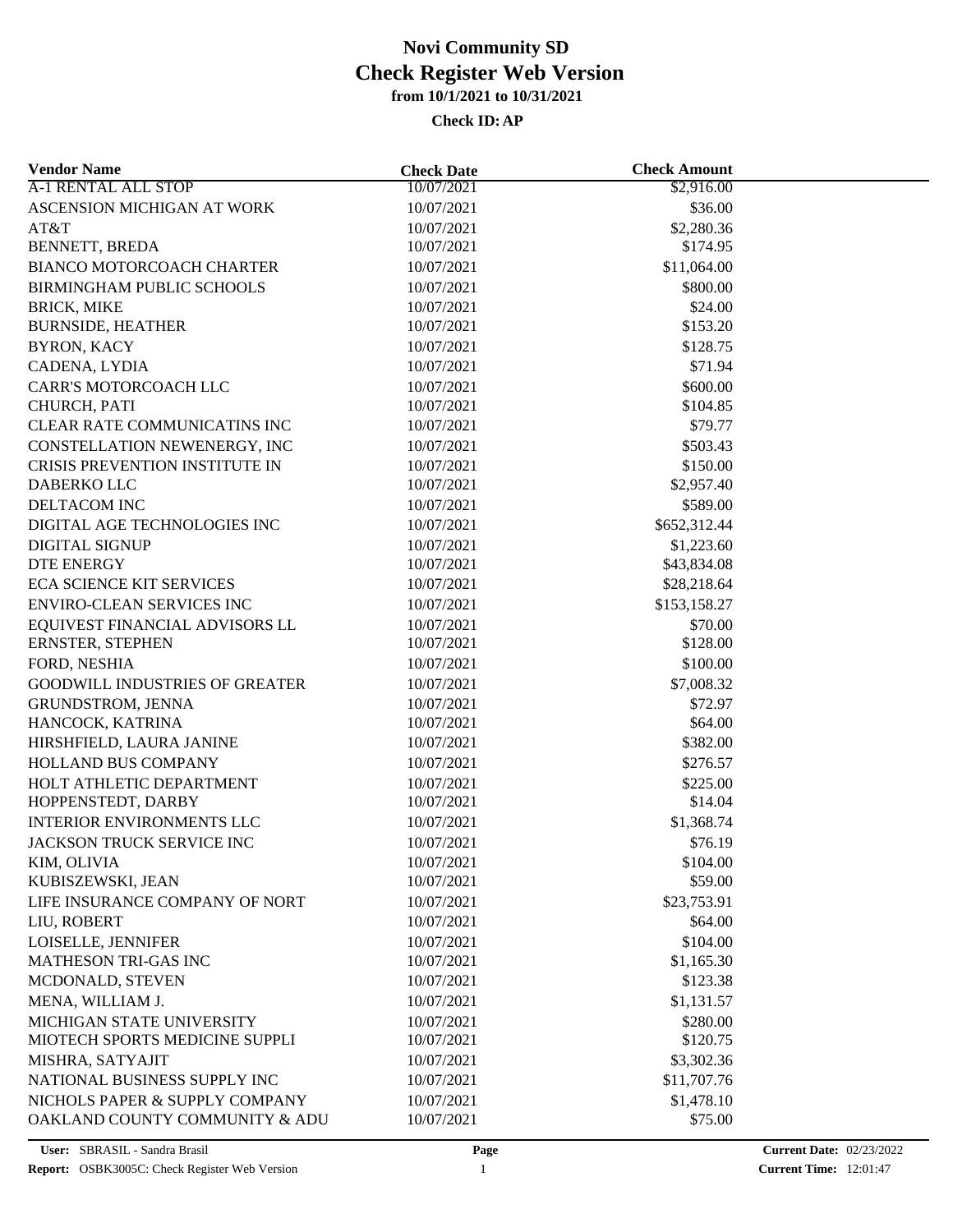# Novi Community SD
## Check Register Web Version
### from 10/1/2021 to 10/31/2021

**Check ID: AP**

| Vendor Name | Check Date | Check Amount |
|---|---|---|
| A-1 RENTAL ALL STOP | 10/07/2021 | $2,916.00 |
| ASCENSION MICHIGAN AT WORK | 10/07/2021 | $36.00 |
| AT&T | 10/07/2021 | $2,280.36 |
| BENNETT, BREDA | 10/07/2021 | $174.95 |
| BIANCO MOTORCOACH CHARTER | 10/07/2021 | $11,064.00 |
| BIRMINGHAM PUBLIC SCHOOLS | 10/07/2021 | $800.00 |
| BRICK, MIKE | 10/07/2021 | $24.00 |
| BURNSIDE, HEATHER | 10/07/2021 | $153.20 |
| BYRON, KACY | 10/07/2021 | $128.75 |
| CADENA, LYDIA | 10/07/2021 | $71.94 |
| CARR'S MOTORCOACH LLC | 10/07/2021 | $600.00 |
| CHURCH, PATI | 10/07/2021 | $104.85 |
| CLEAR RATE COMMUNICATINS INC | 10/07/2021 | $79.77 |
| CONSTELLATION NEWENERGY, INC | 10/07/2021 | $503.43 |
| CRISIS PREVENTION INSTITUTE IN | 10/07/2021 | $150.00 |
| DABERKO LLC | 10/07/2021 | $2,957.40 |
| DELTACOM INC | 10/07/2021 | $589.00 |
| DIGITAL AGE TECHNOLOGIES INC | 10/07/2021 | $652,312.44 |
| DIGITAL SIGNUP | 10/07/2021 | $1,223.60 |
| DTE ENERGY | 10/07/2021 | $43,834.08 |
| ECA SCIENCE KIT SERVICES | 10/07/2021 | $28,218.64 |
| ENVIRO-CLEAN SERVICES INC | 10/07/2021 | $153,158.27 |
| EQUIVEST FINANCIAL ADVISORS LL | 10/07/2021 | $70.00 |
| ERNSTER, STEPHEN | 10/07/2021 | $128.00 |
| FORD, NESHIA | 10/07/2021 | $100.00 |
| GOODWILL INDUSTRIES OF GREATER | 10/07/2021 | $7,008.32 |
| GRUNDSTROM, JENNA | 10/07/2021 | $72.97 |
| HANCOCK, KATRINA | 10/07/2021 | $64.00 |
| HIRSHFIELD, LAURA JANINE | 10/07/2021 | $382.00 |
| HOLLAND BUS COMPANY | 10/07/2021 | $276.57 |
| HOLT ATHLETIC DEPARTMENT | 10/07/2021 | $225.00 |
| HOPPENSTEDT, DARBY | 10/07/2021 | $14.04 |
| INTERIOR ENVIRONMENTS LLC | 10/07/2021 | $1,368.74 |
| JACKSON TRUCK SERVICE INC | 10/07/2021 | $76.19 |
| KIM, OLIVIA | 10/07/2021 | $104.00 |
| KUBISZEWSKI, JEAN | 10/07/2021 | $59.00 |
| LIFE INSURANCE COMPANY OF NORT | 10/07/2021 | $23,753.91 |
| LIU, ROBERT | 10/07/2021 | $64.00 |
| LOISELLE, JENNIFER | 10/07/2021 | $104.00 |
| MATHESON TRI-GAS INC | 10/07/2021 | $1,165.30 |
| MCDONALD, STEVEN | 10/07/2021 | $123.38 |
| MENA, WILLIAM J. | 10/07/2021 | $1,131.57 |
| MICHIGAN STATE UNIVERSITY | 10/07/2021 | $280.00 |
| MIOTECH SPORTS MEDICINE SUPPLI | 10/07/2021 | $120.75 |
| MISHRA, SATYAJIT | 10/07/2021 | $3,302.36 |
| NATIONAL BUSINESS SUPPLY INC | 10/07/2021 | $11,707.76 |
| NICHOLS PAPER & SUPPLY COMPANY | 10/07/2021 | $1,478.10 |
| OAKLAND COUNTY COMMUNITY & ADU | 10/07/2021 | $75.00 |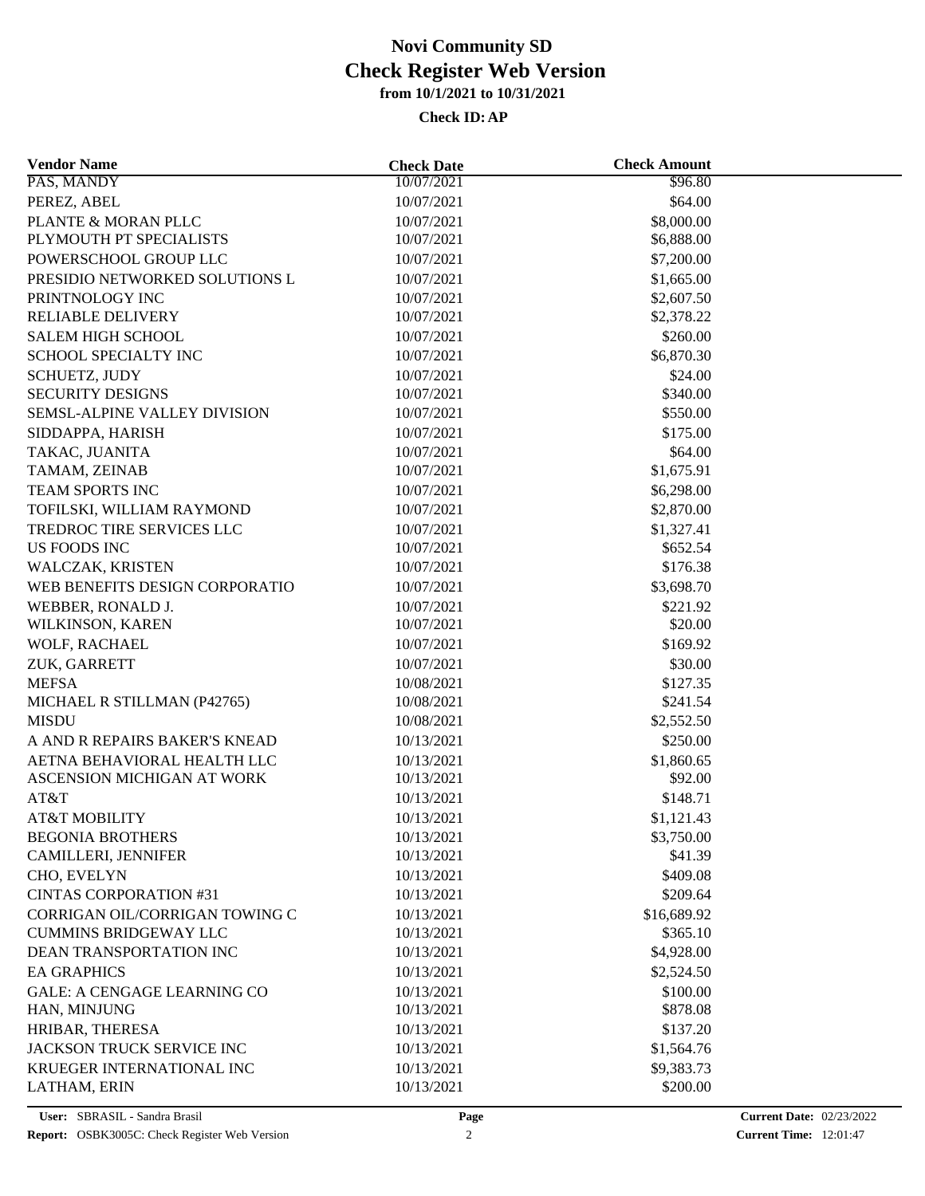# Novi Community SD
## Check Register Web Version
### from 10/1/2021 to 10/31/2021
**Check ID: AP**

| Vendor Name | Check Date | Check Amount |
|---|---|---|
| PAS, MANDY | 10/07/2021 | $96.80 |
| PEREZ, ABEL | 10/07/2021 | $64.00 |
| PLANTE & MORAN PLLC | 10/07/2021 | $8,000.00 |
| PLYMOUTH PT SPECIALISTS | 10/07/2021 | $6,888.00 |
| POWERSCHOOL GROUP LLC | 10/07/2021 | $7,200.00 |
| PRESIDIO NETWORKED SOLUTIONS L | 10/07/2021 | $1,665.00 |
| PRINTNOLOGY INC | 10/07/2021 | $2,607.50 |
| RELIABLE DELIVERY | 10/07/2021 | $2,378.22 |
| SALEM HIGH SCHOOL | 10/07/2021 | $260.00 |
| SCHOOL SPECIALTY INC | 10/07/2021 | $6,870.30 |
| SCHUETZ, JUDY | 10/07/2021 | $24.00 |
| SECURITY DESIGNS | 10/07/2021 | $340.00 |
| SEMSL-ALPINE VALLEY DIVISION | 10/07/2021 | $550.00 |
| SIDDAPPA, HARISH | 10/07/2021 | $175.00 |
| TAKAC, JUANITA | 10/07/2021 | $64.00 |
| TAMAM, ZEINAB | 10/07/2021 | $1,675.91 |
| TEAM SPORTS INC | 10/07/2021 | $6,298.00 |
| TOFILSKI, WILLIAM RAYMOND | 10/07/2021 | $2,870.00 |
| TREDROC TIRE SERVICES LLC | 10/07/2021 | $1,327.41 |
| US FOODS INC | 10/07/2021 | $652.54 |
| WALCZAK, KRISTEN | 10/07/2021 | $176.38 |
| WEB BENEFITS DESIGN CORPORATIO | 10/07/2021 | $3,698.70 |
| WEBBER, RONALD J. | 10/07/2021 | $221.92 |
| WILKINSON, KAREN | 10/07/2021 | $20.00 |
| WOLF, RACHAEL | 10/07/2021 | $169.92 |
| ZUK, GARRETT | 10/07/2021 | $30.00 |
| MEFSA | 10/08/2021 | $127.35 |
| MICHAEL R STILLMAN (P42765) | 10/08/2021 | $241.54 |
| MISDU | 10/08/2021 | $2,552.50 |
| A AND R REPAIRS BAKER'S KNEAD | 10/13/2021 | $250.00 |
| AETNA BEHAVIORAL HEALTH LLC | 10/13/2021 | $1,860.65 |
| ASCENSION MICHIGAN AT WORK | 10/13/2021 | $92.00 |
| AT&T | 10/13/2021 | $148.71 |
| AT&T MOBILITY | 10/13/2021 | $1,121.43 |
| BEGONIA BROTHERS | 10/13/2021 | $3,750.00 |
| CAMILLERI, JENNIFER | 10/13/2021 | $41.39 |
| CHO, EVELYN | 10/13/2021 | $409.08 |
| CINTAS CORPORATION #31 | 10/13/2021 | $209.64 |
| CORRIGAN OIL/CORRIGAN TOWING C | 10/13/2021 | $16,689.92 |
| CUMMINS BRIDGEWAY LLC | 10/13/2021 | $365.10 |
| DEAN TRANSPORTATION INC | 10/13/2021 | $4,928.00 |
| EA GRAPHICS | 10/13/2021 | $2,524.50 |
| GALE: A CENGAGE LEARNING CO | 10/13/2021 | $100.00 |
| HAN, MINJUNG | 10/13/2021 | $878.08 |
| HRIBAR, THERESA | 10/13/2021 | $137.20 |
| JACKSON TRUCK SERVICE INC | 10/13/2021 | $1,564.76 |
| KRUEGER INTERNATIONAL INC | 10/13/2021 | $9,383.73 |
| LATHAM, ERIN | 10/13/2021 | $200.00 |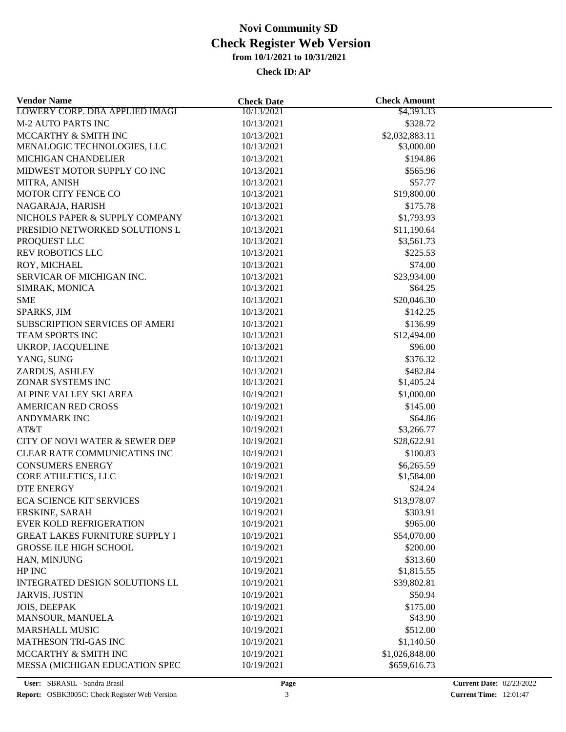# Novi Community SD
# Check Register Web Version
### from 10/1/2021 to 10/31/2021
### Check ID: AP

| Vendor Name | Check Date | Check Amount |
|---|---|---|
| LOWERY CORP. DBA APPLIED IMAGI | 10/13/2021 | $4,393.33 |
| M-2 AUTO PARTS INC | 10/13/2021 | $328.72 |
| MCCARTHY & SMITH INC | 10/13/2021 | $2,032,883.11 |
| MENALOGIC TECHNOLOGIES, LLC | 10/13/2021 | $3,000.00 |
| MICHIGAN CHANDELIER | 10/13/2021 | $194.86 |
| MIDWEST MOTOR SUPPLY CO INC | 10/13/2021 | $565.96 |
| MITRA, ANISH | 10/13/2021 | $57.77 |
| MOTOR CITY FENCE CO | 10/13/2021 | $19,800.00 |
| NAGARAJA, HARISH | 10/13/2021 | $175.78 |
| NICHOLS PAPER & SUPPLY COMPANY | 10/13/2021 | $1,793.93 |
| PRESIDIO NETWORKED SOLUTIONS L | 10/13/2021 | $11,190.64 |
| PROQUEST LLC | 10/13/2021 | $3,561.73 |
| REV ROBOTICS LLC | 10/13/2021 | $225.53 |
| ROY, MICHAEL | 10/13/2021 | $74.00 |
| SERVICAR OF MICHIGAN INC. | 10/13/2021 | $23,934.00 |
| SIMRAK, MONICA | 10/13/2021 | $64.25 |
| SME | 10/13/2021 | $20,046.30 |
| SPARKS, JIM | 10/13/2021 | $142.25 |
| SUBSCRIPTION SERVICES OF AMERI | 10/13/2021 | $136.99 |
| TEAM SPORTS INC | 10/13/2021 | $12,494.00 |
| UKROP, JACQUELINE | 10/13/2021 | $96.00 |
| YANG, SUNG | 10/13/2021 | $376.32 |
| ZARDUS, ASHLEY | 10/13/2021 | $482.84 |
| ZONAR SYSTEMS INC | 10/13/2021 | $1,405.24 |
| ALPINE VALLEY SKI AREA | 10/19/2021 | $1,000.00 |
| AMERICAN RED CROSS | 10/19/2021 | $145.00 |
| ANDYMARK INC | 10/19/2021 | $64.86 |
| AT&T | 10/19/2021 | $3,266.77 |
| CITY OF NOVI WATER & SEWER DEP | 10/19/2021 | $28,622.91 |
| CLEAR RATE COMMUNICATINS INC | 10/19/2021 | $100.83 |
| CONSUMERS ENERGY | 10/19/2021 | $6,265.59 |
| CORE ATHLETICS, LLC | 10/19/2021 | $1,584.00 |
| DTE ENERGY | 10/19/2021 | $24.24 |
| ECA SCIENCE KIT SERVICES | 10/19/2021 | $13,978.07 |
| ERSKINE, SARAH | 10/19/2021 | $303.91 |
| EVER KOLD REFRIGERATION | 10/19/2021 | $965.00 |
| GREAT LAKES FURNITURE SUPPLY I | 10/19/2021 | $54,070.00 |
| GROSSE ILE HIGH SCHOOL | 10/19/2021 | $200.00 |
| HAN, MINJUNG | 10/19/2021 | $313.60 |
| HP INC | 10/19/2021 | $1,815.55 |
| INTEGRATED DESIGN SOLUTIONS LL | 10/19/2021 | $39,802.81 |
| JARVIS, JUSTIN | 10/19/2021 | $50.94 |
| JOIS, DEEPAK | 10/19/2021 | $175.00 |
| MANSOUR, MANUELA | 10/19/2021 | $43.90 |
| MARSHALL MUSIC | 10/19/2021 | $512.00 |
| MATHESON TRI-GAS INC | 10/19/2021 | $1,140.50 |
| MCCARTHY & SMITH INC | 10/19/2021 | $1,026,848.00 |
| MESSA (MICHIGAN EDUCATION SPEC | 10/19/2021 | $659,616.73 |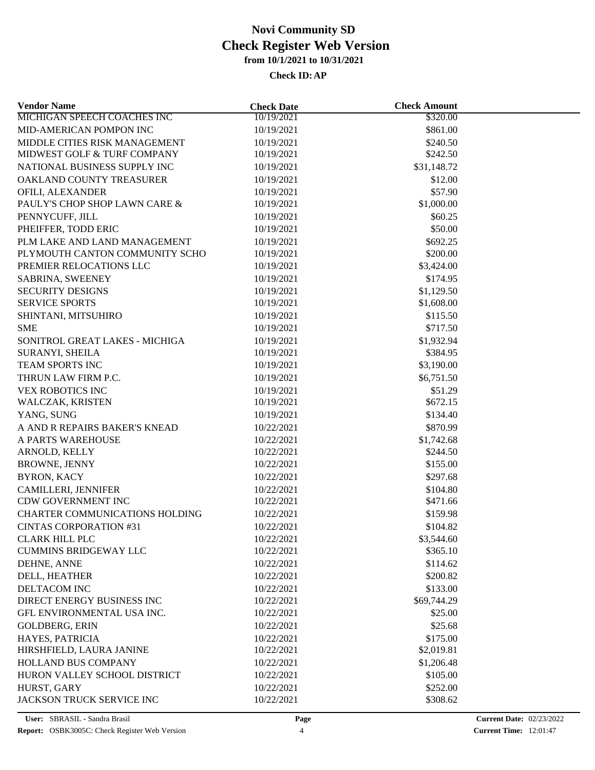# Novi Community SD
# Check Register Web Version
### from 10/1/2021 to 10/31/2021

**Check ID: AP**

| Vendor Name | Check Date | Check Amount |
|---|---|---|
| MICHIGAN SPEECH COACHES INC | 10/19/2021 | $320.00 |
| MID-AMERICAN POMPON INC | 10/19/2021 | $861.00 |
| MIDDLE CITIES RISK MANAGEMENT | 10/19/2021 | $240.50 |
| MIDWEST GOLF & TURF COMPANY | 10/19/2021 | $242.50 |
| NATIONAL BUSINESS SUPPLY INC | 10/19/2021 | $31,148.72 |
| OAKLAND COUNTY TREASURER | 10/19/2021 | $12.00 |
| OFILI, ALEXANDER | 10/19/2021 | $57.90 |
| PAULY'S CHOP SHOP LAWN CARE & | 10/19/2021 | $1,000.00 |
| PENNYCUFF, JILL | 10/19/2021 | $60.25 |
| PHEIFFER, TODD ERIC | 10/19/2021 | $50.00 |
| PLM LAKE AND LAND MANAGEMENT | 10/19/2021 | $692.25 |
| PLYMOUTH CANTON COMMUNITY SCHO | 10/19/2021 | $200.00 |
| PREMIER RELOCATIONS LLC | 10/19/2021 | $3,424.00 |
| SABRINA, SWEENEY | 10/19/2021 | $174.95 |
| SECURITY DESIGNS | 10/19/2021 | $1,129.50 |
| SERVICE SPORTS | 10/19/2021 | $1,608.00 |
| SHINTANI, MITSUHIRO | 10/19/2021 | $115.50 |
| SME | 10/19/2021 | $717.50 |
| SONITROL GREAT LAKES - MICHIGA | 10/19/2021 | $1,932.94 |
| SURANYI, SHEILA | 10/19/2021 | $384.95 |
| TEAM SPORTS INC | 10/19/2021 | $3,190.00 |
| THRUN LAW FIRM P.C. | 10/19/2021 | $6,751.50 |
| VEX ROBOTICS INC | 10/19/2021 | $51.29 |
| WALCZAK, KRISTEN | 10/19/2021 | $672.15 |
| YANG, SUNG | 10/19/2021 | $134.40 |
| A AND R REPAIRS BAKER'S KNEAD | 10/22/2021 | $870.99 |
| A PARTS WAREHOUSE | 10/22/2021 | $1,742.68 |
| ARNOLD, KELLY | 10/22/2021 | $244.50 |
| BROWNE, JENNY | 10/22/2021 | $155.00 |
| BYRON, KACY | 10/22/2021 | $297.68 |
| CAMILLERI, JENNIFER | 10/22/2021 | $104.80 |
| CDW GOVERNMENT INC | 10/22/2021 | $471.66 |
| CHARTER COMMUNICATIONS HOLDING | 10/22/2021 | $159.98 |
| CINTAS CORPORATION #31 | 10/22/2021 | $104.82 |
| CLARK HILL PLC | 10/22/2021 | $3,544.60 |
| CUMMINS BRIDGEWAY LLC | 10/22/2021 | $365.10 |
| DEHNE, ANNE | 10/22/2021 | $114.62 |
| DELL, HEATHER | 10/22/2021 | $200.82 |
| DELTACOM INC | 10/22/2021 | $133.00 |
| DIRECT ENERGY BUSINESS INC | 10/22/2021 | $69,744.29 |
| GFL ENVIRONMENTAL USA INC. | 10/22/2021 | $25.00 |
| GOLDBERG, ERIN | 10/22/2021 | $25.68 |
| HAYES, PATRICIA | 10/22/2021 | $175.00 |
| HIRSHFIELD, LAURA JANINE | 10/22/2021 | $2,019.81 |
| HOLLAND BUS COMPANY | 10/22/2021 | $1,206.48 |
| HURON VALLEY SCHOOL DISTRICT | 10/22/2021 | $105.00 |
| HURST, GARY | 10/22/2021 | $252.00 |
| JACKSON TRUCK SERVICE INC | 10/22/2021 | $308.62 |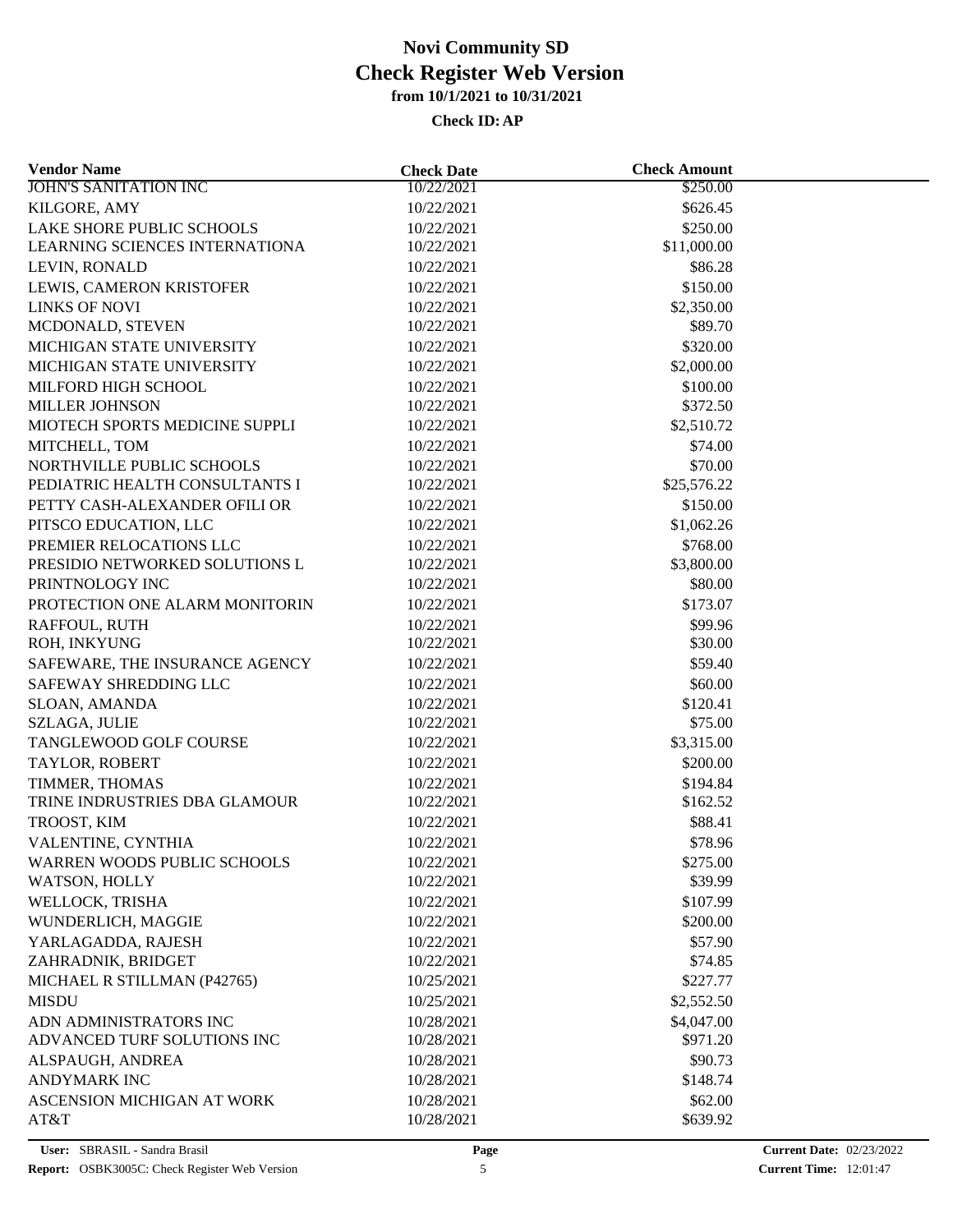# Novi Community SD
## Check Register Web Version
### from 10/1/2021 to 10/31/2021

**Check ID: AP**

| Vendor Name | Check Date | Check Amount |
|---|---|---|
| JOHN'S SANITATION INC | 10/22/2021 | $250.00 |
| KILGORE, AMY | 10/22/2021 | $626.45 |
| LAKE SHORE PUBLIC SCHOOLS | 10/22/2021 | $250.00 |
| LEARNING SCIENCES INTERNATIONA | 10/22/2021 | $11,000.00 |
| LEVIN, RONALD | 10/22/2021 | $86.28 |
| LEWIS, CAMERON KRISTOFER | 10/22/2021 | $150.00 |
| LINKS OF NOVI | 10/22/2021 | $2,350.00 |
| MCDONALD, STEVEN | 10/22/2021 | $89.70 |
| MICHIGAN STATE UNIVERSITY | 10/22/2021 | $320.00 |
| MICHIGAN STATE UNIVERSITY | 10/22/2021 | $2,000.00 |
| MILFORD HIGH SCHOOL | 10/22/2021 | $100.00 |
| MILLER JOHNSON | 10/22/2021 | $372.50 |
| MIOTECH SPORTS MEDICINE SUPPLI | 10/22/2021 | $2,510.72 |
| MITCHELL, TOM | 10/22/2021 | $74.00 |
| NORTHVILLE PUBLIC SCHOOLS | 10/22/2021 | $70.00 |
| PEDIATRIC HEALTH CONSULTANTS I | 10/22/2021 | $25,576.22 |
| PETTY CASH-ALEXANDER OFILI OR | 10/22/2021 | $150.00 |
| PITSCO EDUCATION, LLC | 10/22/2021 | $1,062.26 |
| PREMIER RELOCATIONS LLC | 10/22/2021 | $768.00 |
| PRESIDIO NETWORKED SOLUTIONS L | 10/22/2021 | $3,800.00 |
| PRINTNOLOGY INC | 10/22/2021 | $80.00 |
| PROTECTION ONE ALARM MONITORIN | 10/22/2021 | $173.07 |
| RAFFOUL, RUTH | 10/22/2021 | $99.96 |
| ROH, INKYUNG | 10/22/2021 | $30.00 |
| SAFEWARE, THE INSURANCE AGENCY | 10/22/2021 | $59.40 |
| SAFEWAY SHREDDING LLC | 10/22/2021 | $60.00 |
| SLOAN, AMANDA | 10/22/2021 | $120.41 |
| SZLAGA, JULIE | 10/22/2021 | $75.00 |
| TANGLEWOOD GOLF COURSE | 10/22/2021 | $3,315.00 |
| TAYLOR, ROBERT | 10/22/2021 | $200.00 |
| TIMMER, THOMAS | 10/22/2021 | $194.84 |
| TRINE INDRUSTRIES DBA GLAMOUR | 10/22/2021 | $162.52 |
| TROOST, KIM | 10/22/2021 | $88.41 |
| VALENTINE, CYNTHIA | 10/22/2021 | $78.96 |
| WARREN WOODS PUBLIC SCHOOLS | 10/22/2021 | $275.00 |
| WATSON, HOLLY | 10/22/2021 | $39.99 |
| WELLOCK, TRISHA | 10/22/2021 | $107.99 |
| WUNDERLICH, MAGGIE | 10/22/2021 | $200.00 |
| YARLAGADDA, RAJESH | 10/22/2021 | $57.90 |
| ZAHRADNIK, BRIDGET | 10/22/2021 | $74.85 |
| MICHAEL R STILLMAN (P42765) | 10/25/2021 | $227.77 |
| MISDU | 10/25/2021 | $2,552.50 |
| ADN ADMINISTRATORS INC | 10/28/2021 | $4,047.00 |
| ADVANCED TURF SOLUTIONS INC | 10/28/2021 | $971.20 |
| ALSPAUGH, ANDREA | 10/28/2021 | $90.73 |
| ANDYMARK INC | 10/28/2021 | $148.74 |
| ASCENSION MICHIGAN AT WORK | 10/28/2021 | $62.00 |
| AT&T | 10/28/2021 | $639.92 |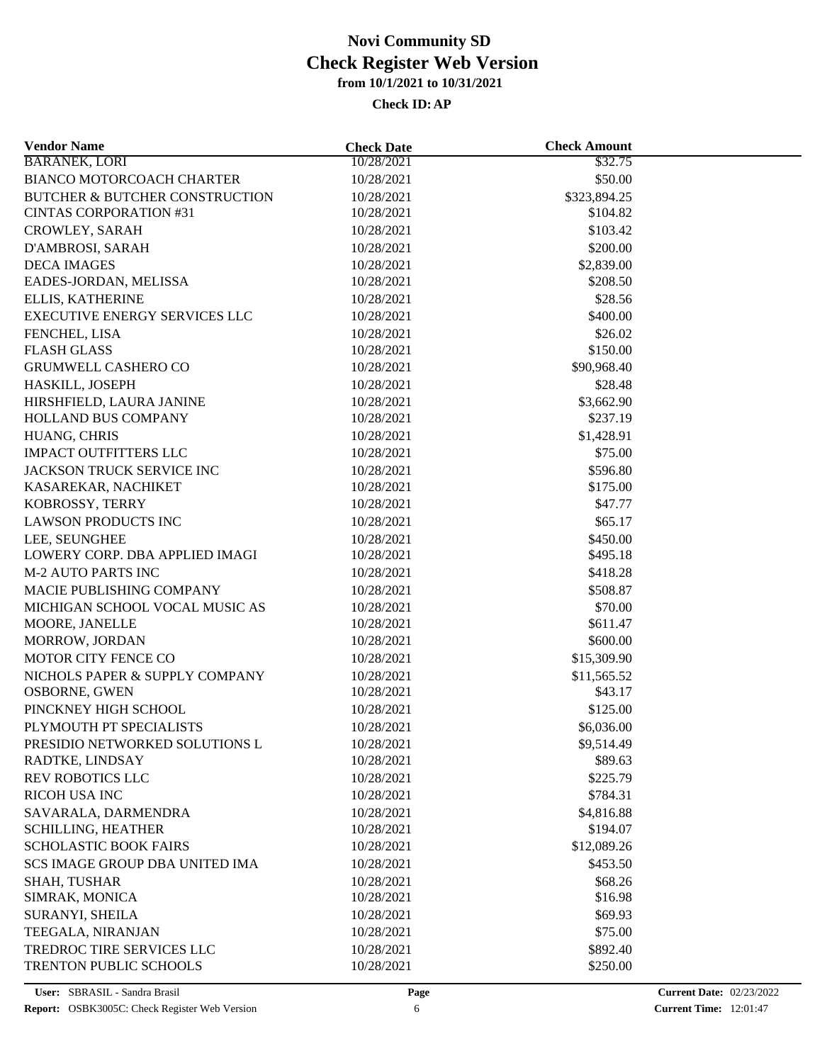# Novi Community SD
## Check Register Web Version
### from 10/1/2021 to 10/31/2021

**Check ID: AP**

| Vendor Name | Check Date | Check Amount |
|---|---|---|
| BARANEK, LORI | 10/28/2021 | $32.75 |
| BIANCO MOTORCOACH CHARTER | 10/28/2021 | $50.00 |
| BUTCHER & BUTCHER CONSTRUCTION | 10/28/2021 | $323,894.25 |
| CINTAS CORPORATION #31 | 10/28/2021 | $104.82 |
| CROWLEY, SARAH | 10/28/2021 | $103.42 |
| D'AMBROSI, SARAH | 10/28/2021 | $200.00 |
| DECA IMAGES | 10/28/2021 | $2,839.00 |
| EADES-JORDAN, MELISSA | 10/28/2021 | $208.50 |
| ELLIS, KATHERINE | 10/28/2021 | $28.56 |
| EXECUTIVE ENERGY SERVICES LLC | 10/28/2021 | $400.00 |
| FENCHEL, LISA | 10/28/2021 | $26.02 |
| FLASH GLASS | 10/28/2021 | $150.00 |
| GRUMWELL CASHERO CO | 10/28/2021 | $90,968.40 |
| HASKILL, JOSEPH | 10/28/2021 | $28.48 |
| HIRSHFIELD, LAURA JANINE | 10/28/2021 | $3,662.90 |
| HOLLAND BUS COMPANY | 10/28/2021 | $237.19 |
| HUANG, CHRIS | 10/28/2021 | $1,428.91 |
| IMPACT OUTFITTERS LLC | 10/28/2021 | $75.00 |
| JACKSON TRUCK SERVICE INC | 10/28/2021 | $596.80 |
| KASAREKAR, NACHIKET | 10/28/2021 | $175.00 |
| KOBROSSY, TERRY | 10/28/2021 | $47.77 |
| LAWSON PRODUCTS INC | 10/28/2021 | $65.17 |
| LEE, SEUNGHEE | 10/28/2021 | $450.00 |
| LOWERY CORP. DBA APPLIED IMAGI | 10/28/2021 | $495.18 |
| M-2 AUTO PARTS INC | 10/28/2021 | $418.28 |
| MACIE PUBLISHING COMPANY | 10/28/2021 | $508.87 |
| MICHIGAN SCHOOL VOCAL MUSIC AS | 10/28/2021 | $70.00 |
| MOORE, JANELLE | 10/28/2021 | $611.47 |
| MORROW, JORDAN | 10/28/2021 | $600.00 |
| MOTOR CITY FENCE CO | 10/28/2021 | $15,309.90 |
| NICHOLS PAPER & SUPPLY COMPANY | 10/28/2021 | $11,565.52 |
| OSBORNE, GWEN | 10/28/2021 | $43.17 |
| PINCKNEY HIGH SCHOOL | 10/28/2021 | $125.00 |
| PLYMOUTH PT SPECIALISTS | 10/28/2021 | $6,036.00 |
| PRESIDIO NETWORKED SOLUTIONS L | 10/28/2021 | $9,514.49 |
| RADTKE, LINDSAY | 10/28/2021 | $89.63 |
| REV ROBOTICS LLC | 10/28/2021 | $225.79 |
| RICOH USA INC | 10/28/2021 | $784.31 |
| SAVARALA, DARMENDRA | 10/28/2021 | $4,816.88 |
| SCHILLING, HEATHER | 10/28/2021 | $194.07 |
| SCHOLASTIC BOOK FAIRS | 10/28/2021 | $12,089.26 |
| SCS IMAGE GROUP DBA UNITED IMA | 10/28/2021 | $453.50 |
| SHAH, TUSHAR | 10/28/2021 | $68.26 |
| SIMRAK, MONICA | 10/28/2021 | $16.98 |
| SURANYI, SHEILA | 10/28/2021 | $69.93 |
| TEEGALA, NIRANJAN | 10/28/2021 | $75.00 |
| TREDROC TIRE SERVICES LLC | 10/28/2021 | $892.40 |
| TRENTON PUBLIC SCHOOLS | 10/28/2021 | $250.00 |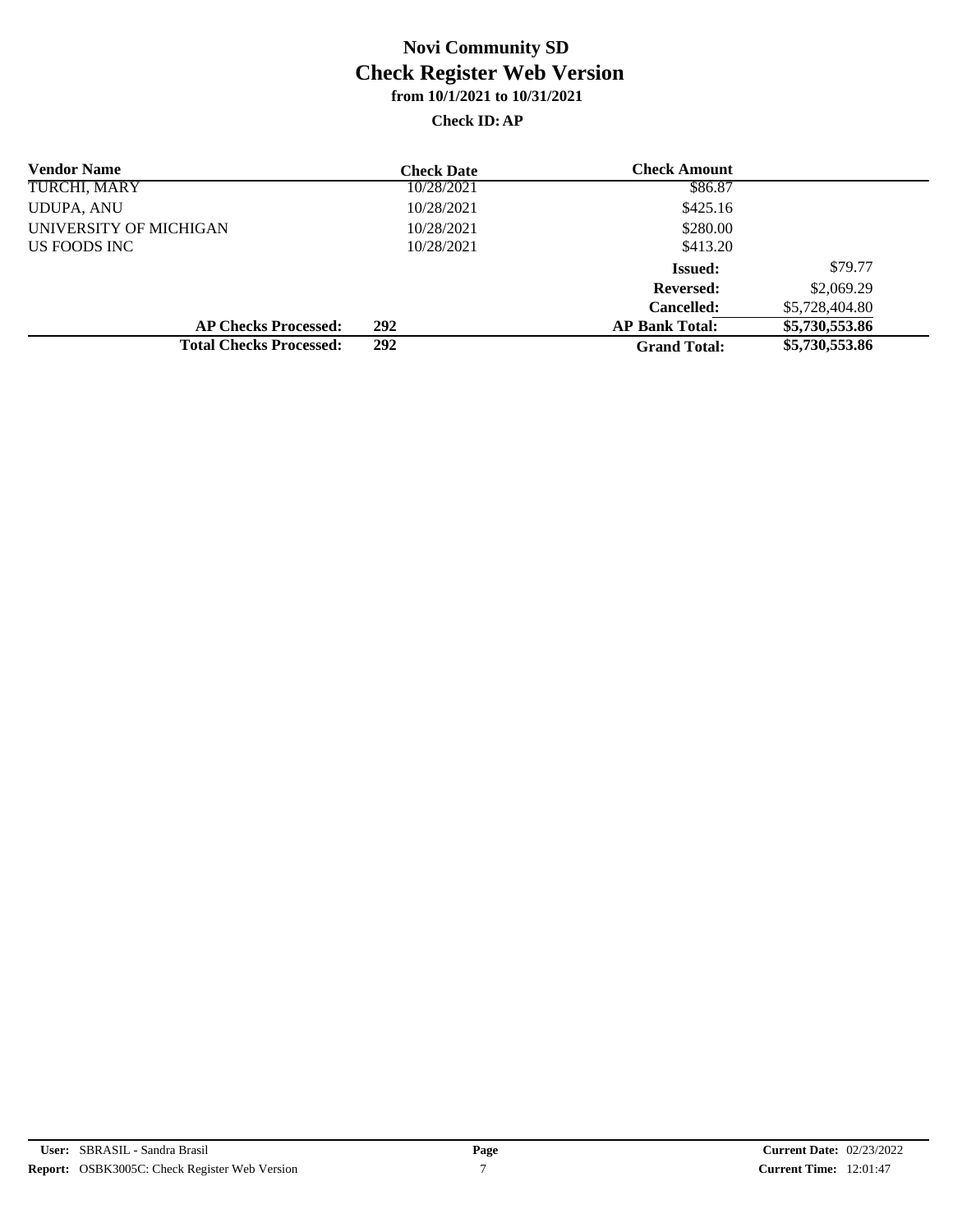# Novi Community SD
# Check Register Web Version
**from 10/1/2021 to 10/31/2021**

**Check ID: AP**

| Vendor Name | Check Date | Check Amount | |
|---|---|---|---|
| TURCHI, MARY | 10/28/2021 | $86.87 | |
| UDUPA, ANU | 10/28/2021 | $425.16 | |
| UNIVERSITY OF MICHIGAN | 10/28/2021 | $280.00 | |
| US FOODS INC | 10/28/2021 | $413.20 | |
| | | **Issued:** | $79.77 |
| | | **Reversed:** | $2,069.29 |
| | | **Cancelled:** | $5,728,404.80 |
| **AP Checks Processed:** | **292** | **AP Bank Total:** | **$5,730,553.86** |
| **Total Checks Processed:** | **292** | **Grand Total:** | **$5,730,553.86** |

**User:** SBRASIL - Sandra Brasil
**Report:** OSBK3005C: Check Register Web Version
**Current Date:** 02/23/2022
**Current Time:** 12:01:47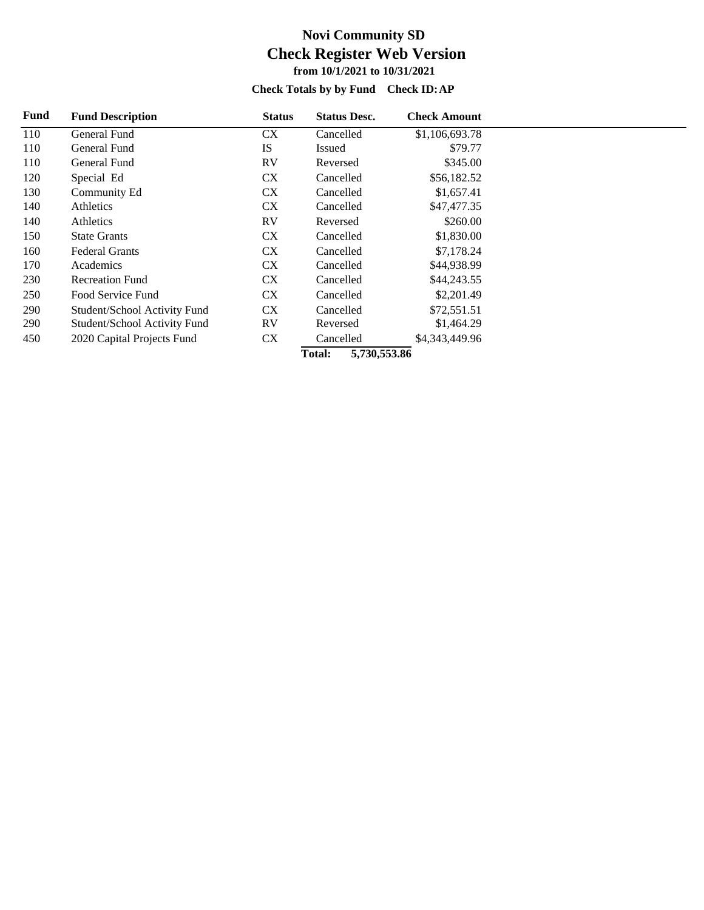# Novi Community SD

## Check Register Web Version

**from 10/1/2021 to 10/31/2021**

**Check Totals by by Fund Check ID: AP**

| Fund | Fund Description | Status | Status Desc. | Check Amount |
|---|---|---|---|---|
| 110 | General Fund | CX | Cancelled | $1,106,693.78 |
| 110 | General Fund | IS | Issued | $79.77 |
| 110 | General Fund | RV | Reversed | $345.00 |
| 120 | Special Ed | CX | Cancelled | $56,182.52 |
| 130 | Community Ed | CX | Cancelled | $1,657.41 |
| 140 | Athletics | CX | Cancelled | $47,477.35 |
| 140 | Athletics | RV | Reversed | $260.00 |
| 150 | State Grants | CX | Cancelled | $1,830.00 |
| 160 | Federal Grants | CX | Cancelled | $7,178.24 |
| 170 | Academics | CX | Cancelled | $44,938.99 |
| 230 | Recreation Fund | CX | Cancelled | $44,243.55 |
| 250 | Food Service Fund | CX | Cancelled | $2,201.49 |
| 290 | Student/School Activity Fund | CX | Cancelled | $72,551.51 |
| 290 | Student/School Activity Fund | RV | Reversed | $1,464.29 |
| 450 | 2020 Capital Projects Fund | CX | Cancelled | $4,343,449.96 |
| | | | **Total:** | **5,730,553.86** |